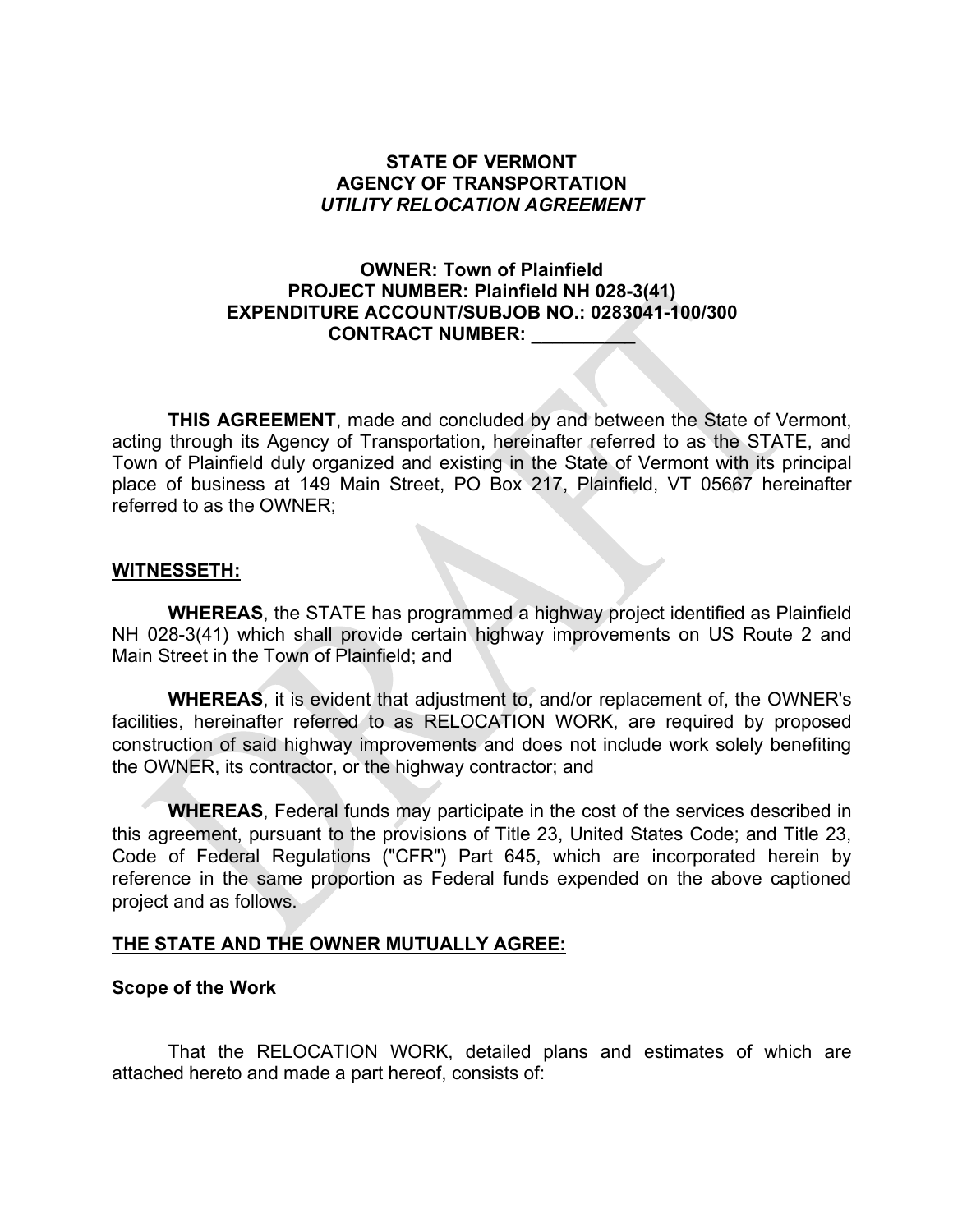**STATE OF VERMONT**
**AGENCY OF TRANSPORTATION**
***UTILITY RELOCATION AGREEMENT***

**OWNER: Town of Plainfield**
**PROJECT NUMBER: Plainfield NH 028-3(41)**
**EXPENDITURE ACCOUNT/SUBJOB NO.: 0283041-100/300**
**CONTRACT NUMBER: __________**

**THIS AGREEMENT**, made and concluded by and between the State of Vermont, acting through its Agency of Transportation, hereinafter referred to as the STATE, and Town of Plainfield duly organized and existing in the State of Vermont with its principal place of business at 149 Main Street, PO Box 217, Plainfield, VT 05667 hereinafter referred to as the OWNER;

**WITNESSETH:**

**WHEREAS**, the STATE has programmed a highway project identified as Plainfield NH 028-3(41) which shall provide certain highway improvements on US Route 2 and Main Street in the Town of Plainfield; and

**WHEREAS**, it is evident that adjustment to, and/or replacement of, the OWNER's facilities, hereinafter referred to as RELOCATION WORK, are required by proposed construction of said highway improvements and does not include work solely benefiting the OWNER, its contractor, or the highway contractor; and

**WHEREAS**, Federal funds may participate in the cost of the services described in this agreement, pursuant to the provisions of Title 23, United States Code; and Title 23, Code of Federal Regulations ("CFR") Part 645, which are incorporated herein by reference in the same proportion as Federal funds expended on the above captioned project and as follows.

**THE STATE AND THE OWNER MUTUALLY AGREE:**

**Scope of the Work**

That the RELOCATION WORK, detailed plans and estimates of which are attached hereto and made a part hereof, consists of: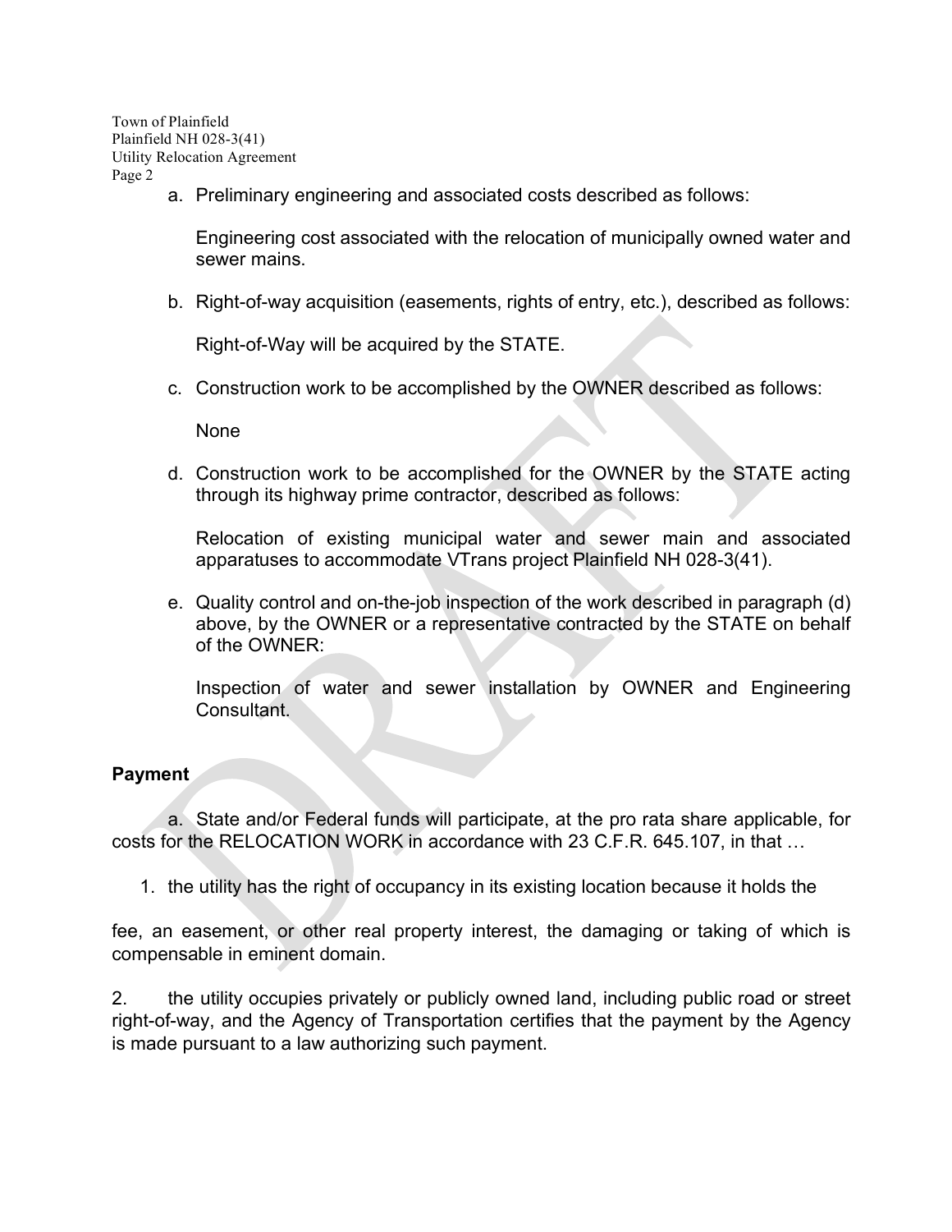a. Preliminary engineering and associated costs described as follows:

   Engineering cost associated with the relocation of municipally owned water and sewer mains.

b. Right-of-way acquisition (easements, rights of entry, etc.), described as follows:

   Right-of-Way will be acquired by the STATE.

c. Construction work to be accomplished by the OWNER described as follows:

   None

d. Construction work to be accomplished for the OWNER by the STATE acting through its highway prime contractor, described as follows:

   Relocation of existing municipal water and sewer main and associated apparatuses to accommodate VTrans project Plainfield NH 028-3(41).

e. Quality control and on-the-job inspection of the work described in paragraph (d) above, by the OWNER or a representative contracted by the STATE on behalf of the OWNER:

   Inspection of water and sewer installation by OWNER and Engineering Consultant.

**Payment**

a. State and/or Federal funds will participate, at the pro rata share applicable, for costs for the RELOCATION WORK in accordance with 23 C.F.R. 645.107, in that …

1. the utility has the right of occupancy in its existing location because it holds the fee, an easement, or other real property interest, the damaging or taking of which is compensable in eminent domain.

2. the utility occupies privately or publicly owned land, including public road or street right-of-way, and the Agency of Transportation certifies that the payment by the Agency is made pursuant to a law authorizing such payment.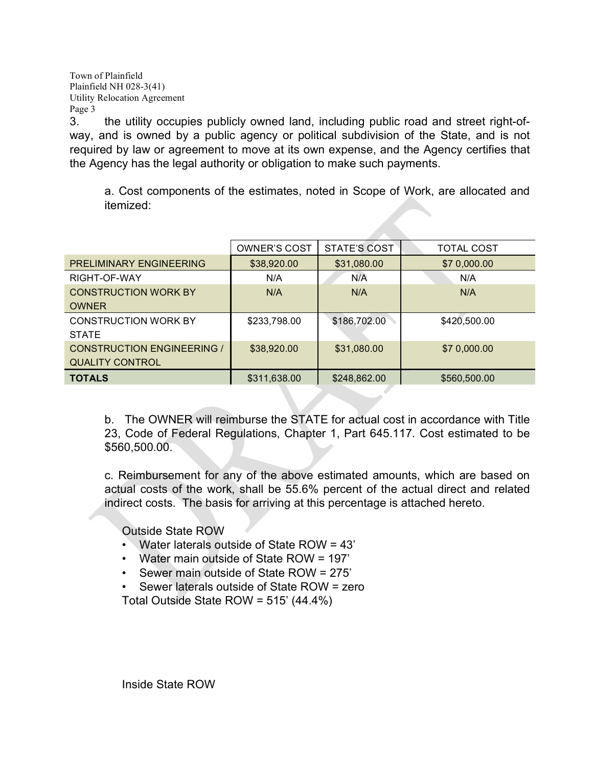3. the utility occupies publicly owned land, including public road and street right-of-way, and is owned by a public agency or political subdivision of the State, and is not required by law or agreement to move at its own expense, and the Agency certifies that the Agency has the legal authority or obligation to make such payments.

a. Cost components of the estimates, noted in Scope of Work, are allocated and itemized:

| | OWNER'S COST | STATE'S COST | TOTAL COST |
|---|---|---|---|
| PRELIMINARY ENGINEERING | $38,920.00 | $31,080.00 | $7 0,000.00 |
| RIGHT-OF-WAY | N/A | N/A | N/A |
| CONSTRUCTION WORK BY OWNER | N/A | N/A | N/A |
| CONSTRUCTION WORK BY STATE | $233,798.00 | $186,702.00 | $420,500.00 |
| CONSTRUCTION ENGINEERING / QUALITY CONTROL | $38,920.00 | $31,080.00 | $7 0,000.00 |
| **TOTALS** | $311,638.00 | $248,862.00 | $560,500.00 |

b. The OWNER will reimburse the STATE for actual cost in accordance with Title 23, Code of Federal Regulations, Chapter 1, Part 645.117. Cost estimated to be $560,500.00.

c. Reimbursement for any of the above estimated amounts, which are based on actual costs of the work, shall be 55.6% percent of the actual direct and related indirect costs. The basis for arriving at this percentage is attached hereto.

Outside State ROW

- Water laterals outside of State ROW = 43'
- Water main outside of State ROW = 197'
- Sewer main outside of State ROW = 275'
- Sewer laterals outside of State ROW = zero

Total Outside State ROW = 515' (44.4%)

Inside State ROW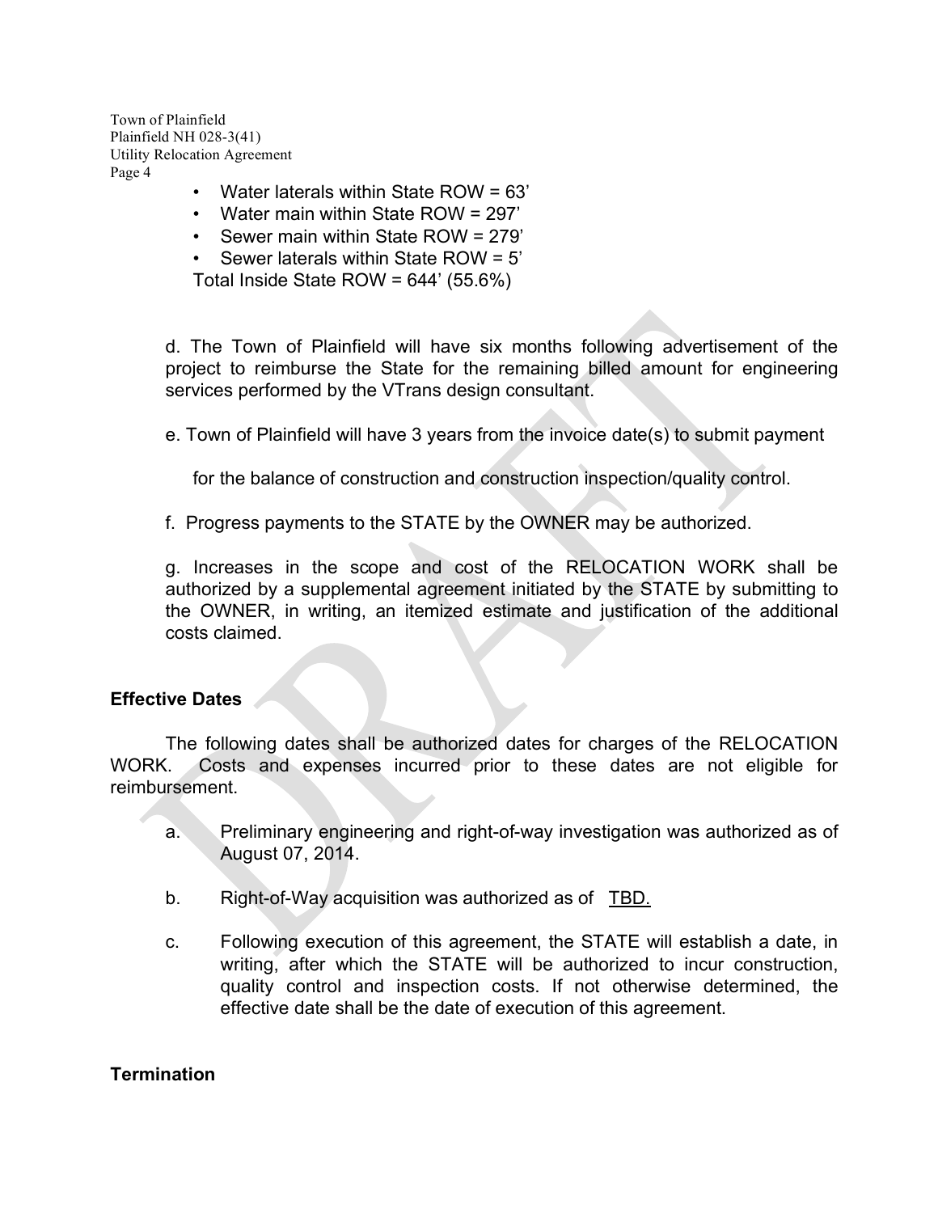- Water laterals within State ROW = 63’
- Water main within State ROW = 297’
- Sewer main within State ROW = 279’
- Sewer laterals within State ROW = 5’

Total Inside State ROW = 644’ (55.6%)

d. The Town of Plainfield will have six months following advertisement of the project to reimburse the State for the remaining billed amount for engineering services performed by the VTrans design consultant.

e. Town of Plainfield will have 3 years from the invoice date(s) to submit payment for the balance of construction and construction inspection/quality control.

f. Progress payments to the STATE by the OWNER may be authorized.

g. Increases in the scope and cost of the RELOCATION WORK shall be authorized by a supplemental agreement initiated by the STATE by submitting to the OWNER, in writing, an itemized estimate and justification of the additional costs claimed.

**Effective Dates**

The following dates shall be authorized dates for charges of the RELOCATION WORK. Costs and expenses incurred prior to these dates are not eligible for reimbursement.

a. Preliminary engineering and right-of-way investigation was authorized as of August 07, 2014.

b. Right-of-Way acquisition was authorized as of TBD.

c. Following execution of this agreement, the STATE will establish a date, in writing, after which the STATE will be authorized to incur construction, quality control and inspection costs. If not otherwise determined, the effective date shall be the date of execution of this agreement.

**Termination**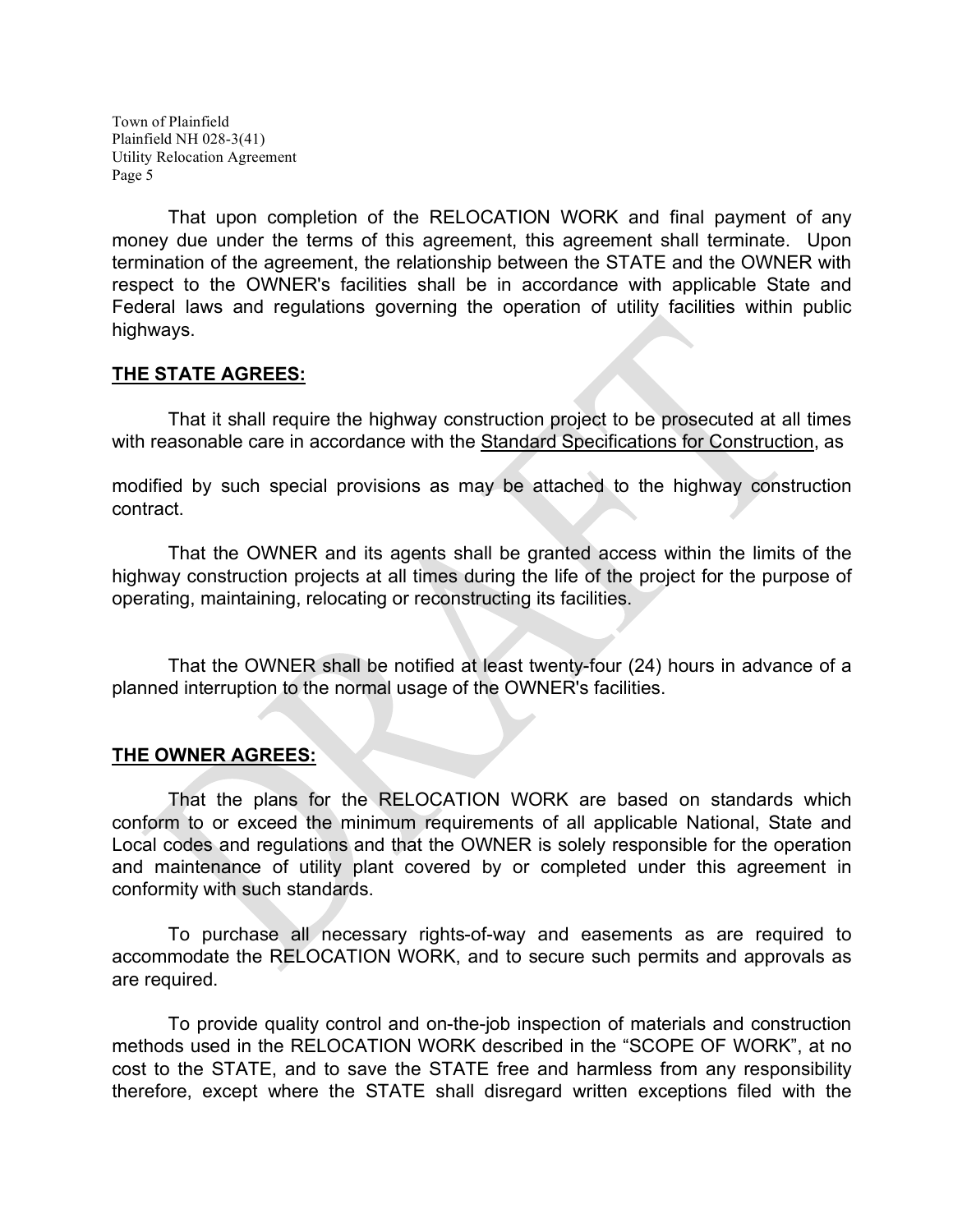That upon completion of the RELOCATION WORK and final payment of any money due under the terms of this agreement, this agreement shall terminate. Upon termination of the agreement, the relationship between the STATE and the OWNER with respect to the OWNER's facilities shall be in accordance with applicable State and Federal laws and regulations governing the operation of utility facilities within public highways.

**THE STATE AGREES:**

That it shall require the highway construction project to be prosecuted at all times with reasonable care in accordance with the Standard Specifications for Construction, as modified by such special provisions as may be attached to the highway construction contract.

That the OWNER and its agents shall be granted access within the limits of the highway construction projects at all times during the life of the project for the purpose of operating, maintaining, relocating or reconstructing its facilities.

That the OWNER shall be notified at least twenty-four (24) hours in advance of a planned interruption to the normal usage of the OWNER's facilities.

**THE OWNER AGREES:**

That the plans for the RELOCATION WORK are based on standards which conform to or exceed the minimum requirements of all applicable National, State and Local codes and regulations and that the OWNER is solely responsible for the operation and maintenance of utility plant covered by or completed under this agreement in conformity with such standards.

To purchase all necessary rights-of-way and easements as are required to accommodate the RELOCATION WORK, and to secure such permits and approvals as are required.

To provide quality control and on-the-job inspection of materials and construction methods used in the RELOCATION WORK described in the "SCOPE OF WORK", at no cost to the STATE, and to save the STATE free and harmless from any responsibility therefore, except where the STATE shall disregard written exceptions filed with the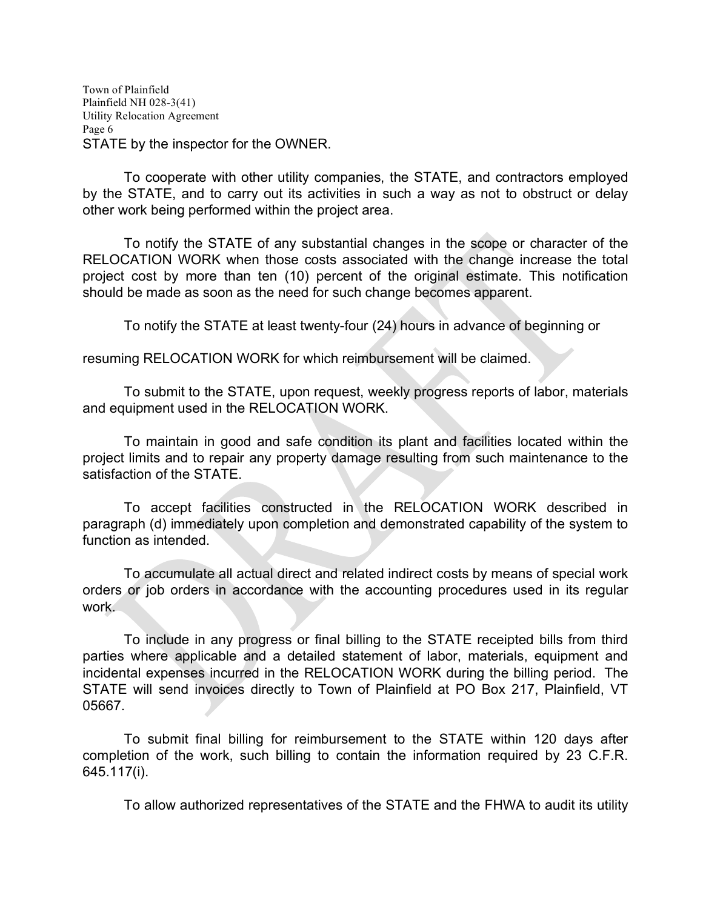STATE by the inspector for the OWNER.

To cooperate with other utility companies, the STATE, and contractors employed by the STATE, and to carry out its activities in such a way as not to obstruct or delay other work being performed within the project area.

To notify the STATE of any substantial changes in the scope or character of the RELOCATION WORK when those costs associated with the change increase the total project cost by more than ten (10) percent of the original estimate. This notification should be made as soon as the need for such change becomes apparent.

To notify the STATE at least twenty-four (24) hours in advance of beginning or

resuming RELOCATION WORK for which reimbursement will be claimed.

To submit to the STATE, upon request, weekly progress reports of labor, materials and equipment used in the RELOCATION WORK.

To maintain in good and safe condition its plant and facilities located within the project limits and to repair any property damage resulting from such maintenance to the satisfaction of the STATE.

To accept facilities constructed in the RELOCATION WORK described in paragraph (d) immediately upon completion and demonstrated capability of the system to function as intended.

To accumulate all actual direct and related indirect costs by means of special work orders or job orders in accordance with the accounting procedures used in its regular work.

To include in any progress or final billing to the STATE receipted bills from third parties where applicable and a detailed statement of labor, materials, equipment and incidental expenses incurred in the RELOCATION WORK during the billing period. The STATE will send invoices directly to Town of Plainfield at PO Box 217, Plainfield, VT 05667.

To submit final billing for reimbursement to the STATE within 120 days after completion of the work, such billing to contain the information required by 23 C.F.R. 645.117(i).

To allow authorized representatives of the STATE and the FHWA to audit its utility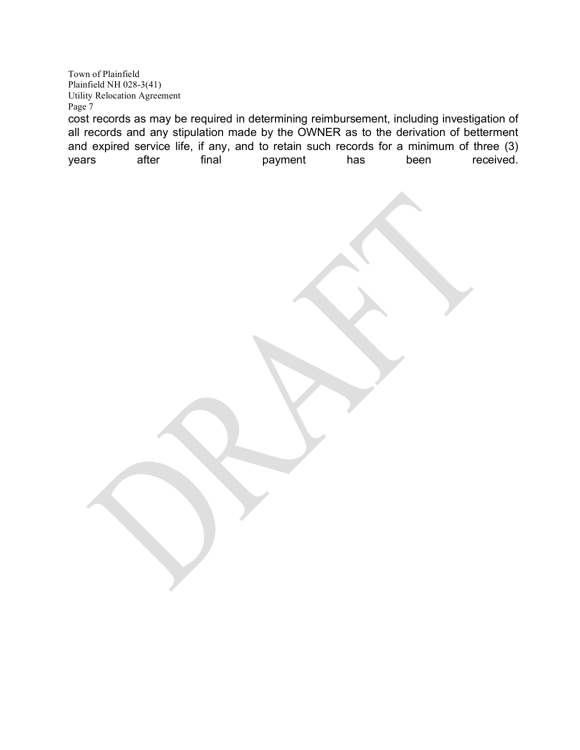cost records as may be required in determining reimbursement, including investigation of all records and any stipulation made by the OWNER as to the derivation of betterment and expired service life, if any, and to retain such records for a minimum of three (3) years after final payment has been received.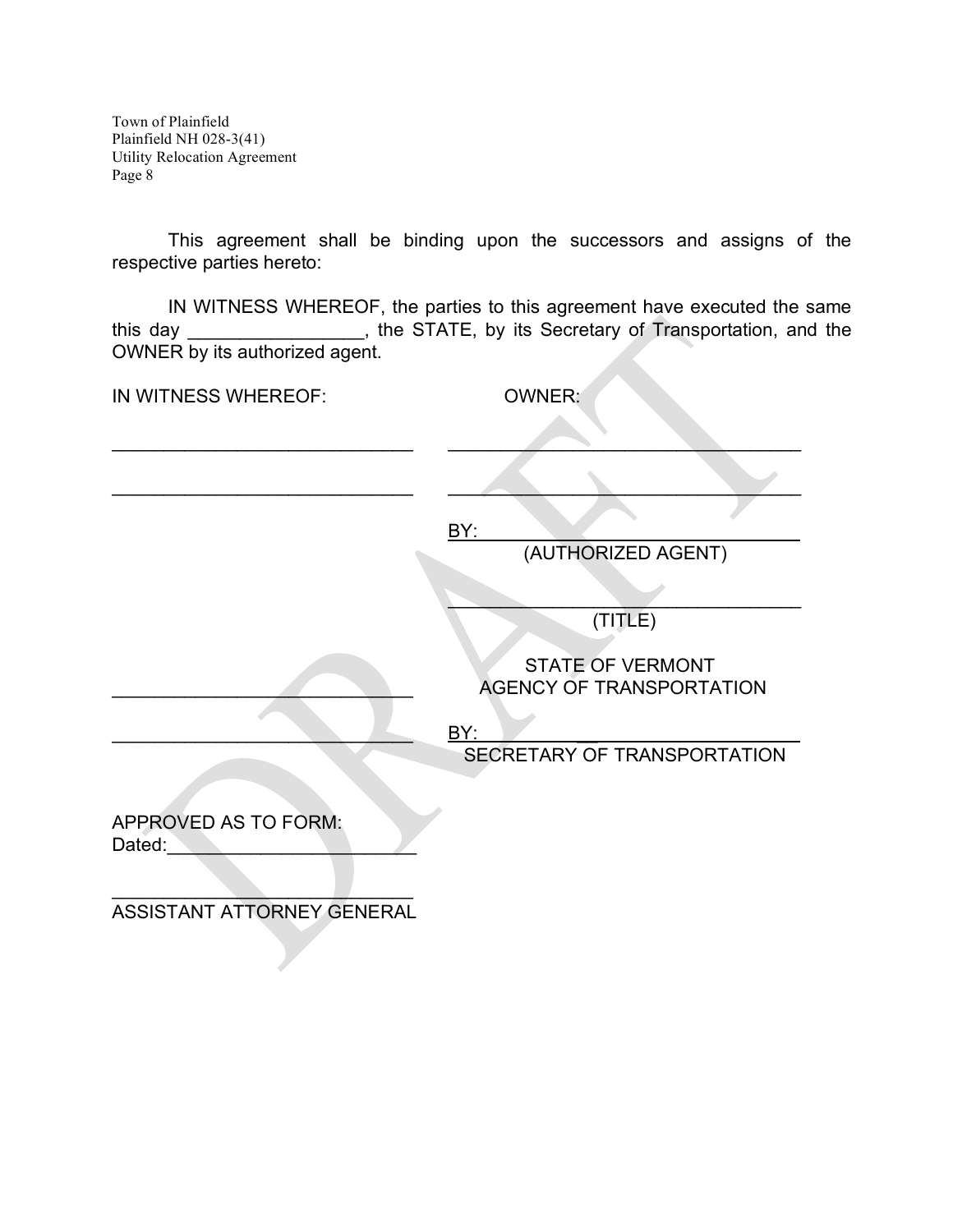This agreement shall be binding upon the successors and assigns of the respective parties hereto:

IN WITNESS WHEREOF, the parties to this agreement have executed the same this day _________________, the STATE, by its Secretary of Transportation, and the OWNER by its authorized agent.

IN WITNESS WHEREOF: OWNER:

_____________________________ _________________________________

_____________________________ _________________________________

BY: _______________________________
(AUTHORIZED AGENT)

_________________________________
(TITLE)

_____________________________ STATE OF VERMONT
AGENCY OF TRANSPORTATION

_____________________________ BY: _______________________________
SECRETARY OF TRANSPORTATION

APPROVED AS TO FORM:
Dated:________________________

_____________________________
ASSISTANT ATTORNEY GENERAL

DRAFT